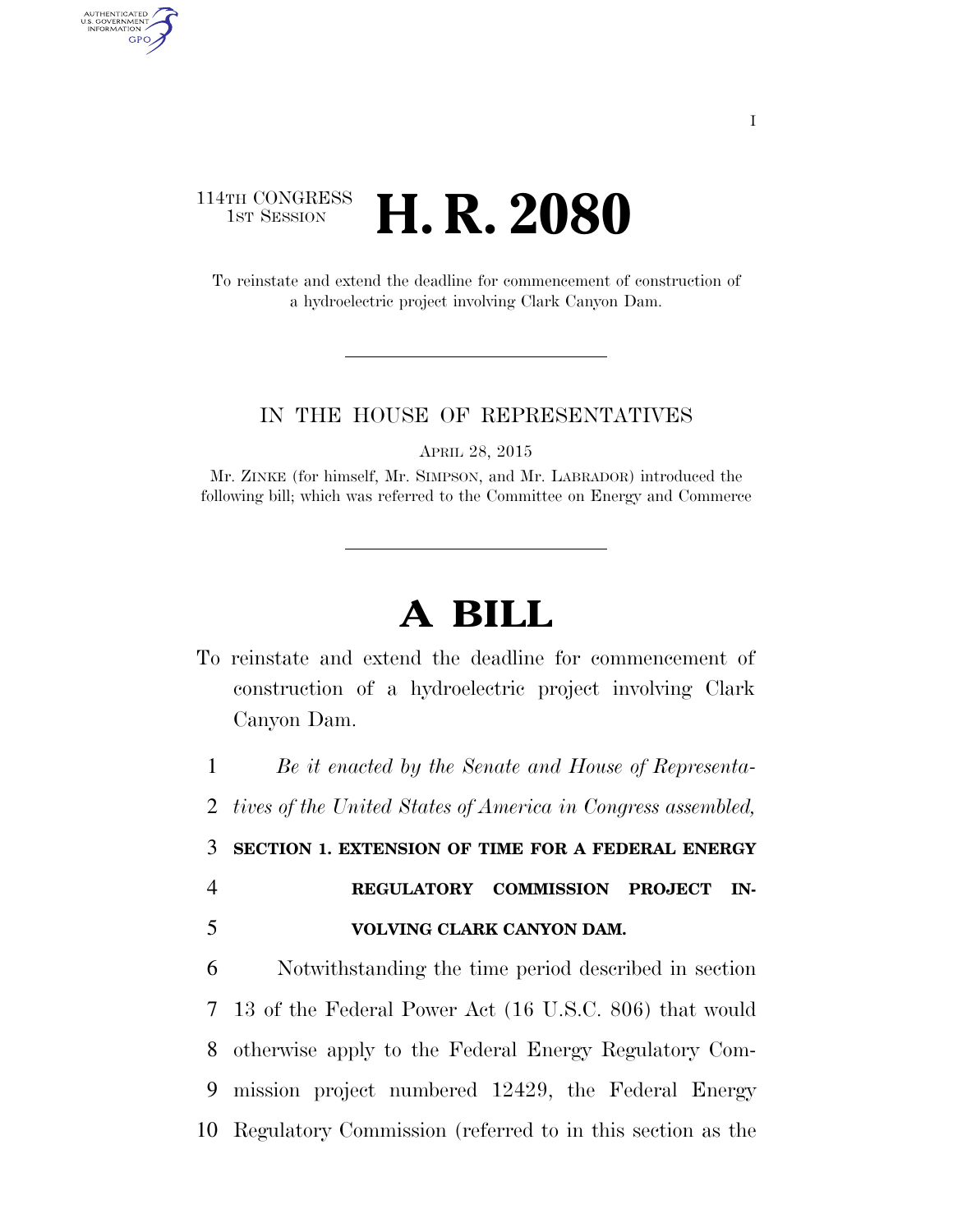114TH CONGRESS
1ST SESSION

# H. R. 2080

To reinstate and extend the deadline for commencement of construction of a hydroelectric project involving Clark Canyon Dam.

IN THE HOUSE OF REPRESENTATIVES

APRIL 28, 2015

Mr. ZINKE (for himself, Mr. SIMPSON, and Mr. LABRADOR) introduced the following bill; which was referred to the Committee on Energy and Commerce

# A BILL

To reinstate and extend the deadline for commencement of construction of a hydroelectric project involving Clark Canyon Dam.

*Be it enacted by the Senate and House of Representatives of the United States of America in Congress assembled,*

**SECTION 1. EXTENSION OF TIME FOR A FEDERAL ENERGY REGULATORY COMMISSION PROJECT INVOLVING CLARK CANYON DAM.**

Notwithstanding the time period described in section 13 of the Federal Power Act (16 U.S.C. 806) that would otherwise apply to the Federal Energy Regulatory Commission project numbered 12429, the Federal Energy Regulatory Commission (referred to in this section as the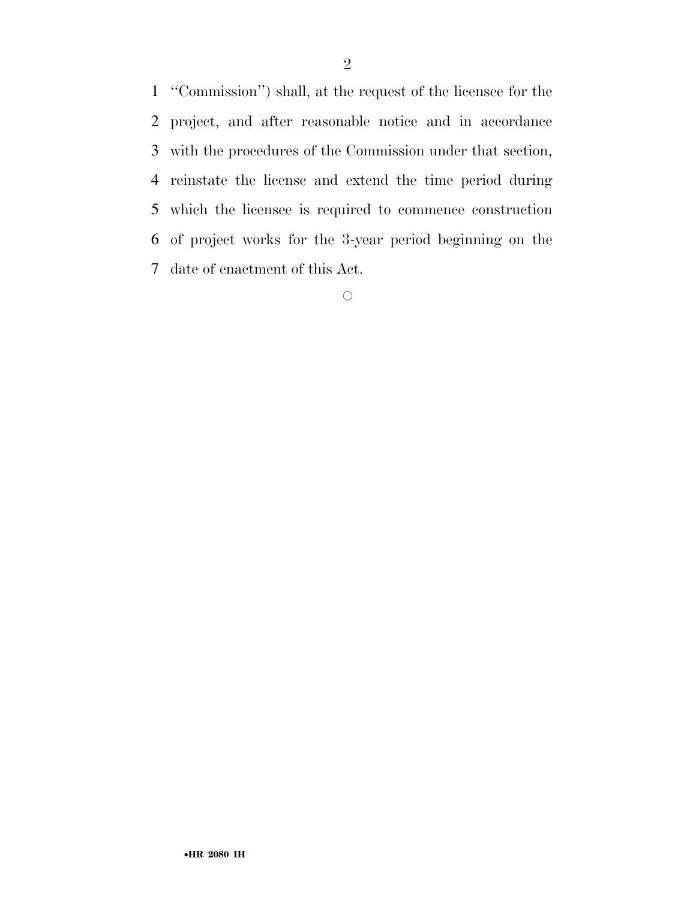''Commission'') shall, at the request of the licensee for the project, and after reasonable notice and in accordance with the procedures of the Commission under that section, reinstate the license and extend the time period during which the licensee is required to commence construction of project works for the 3-year period beginning on the date of enactment of this Act.

○